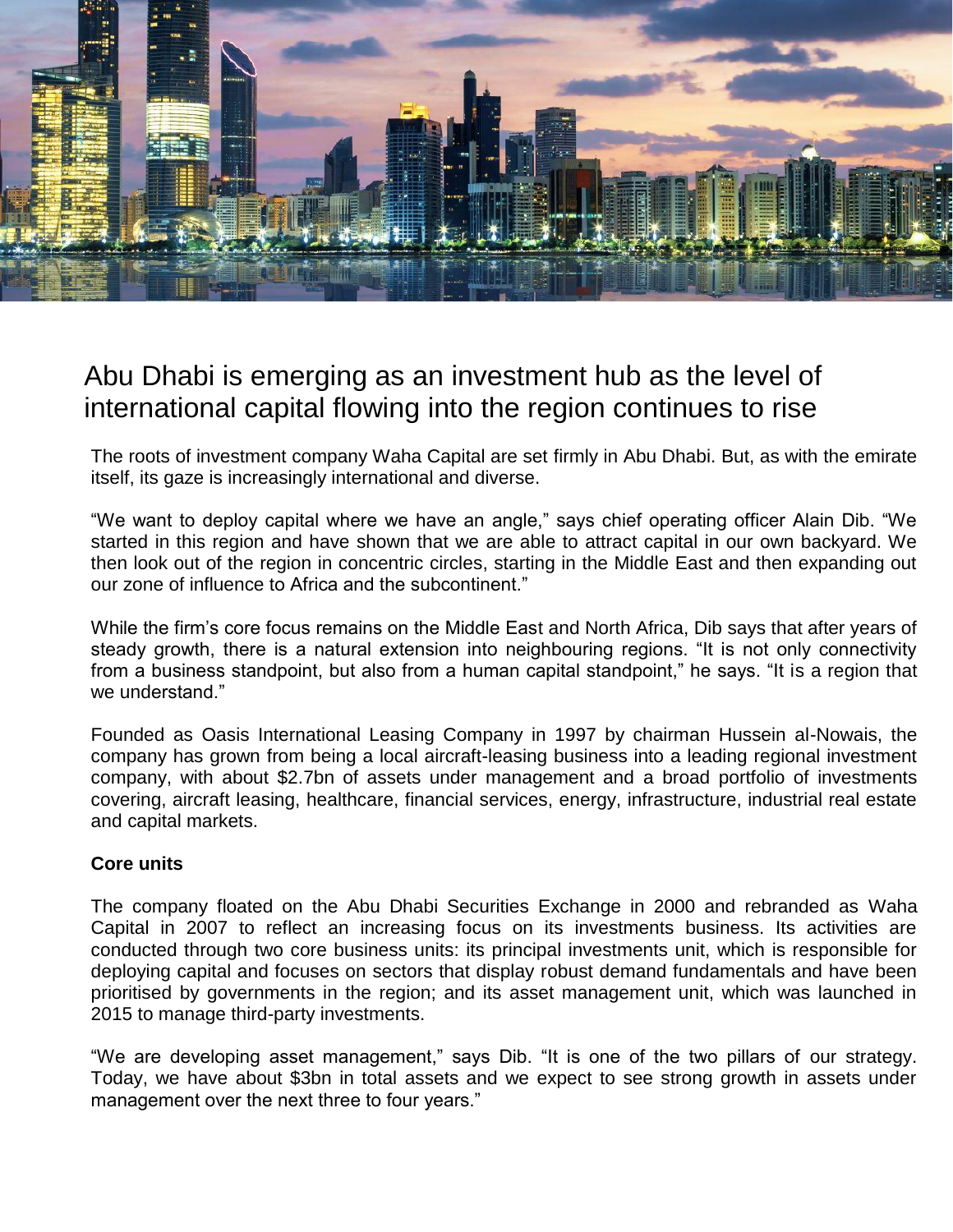# Abu Dhabi is emerging as an investment hub as the level of international capital flowing into the region continues to rise

The roots of investment company Waha Capital are set firmly in Abu Dhabi. But, as with the emirate itself, its gaze is increasingly international and diverse.

“We want to deploy capital where we have an angle,” says chief operating officer Alain Dib. “We started in this region and have shown that we are able to attract capital in our own backyard. We then look out of the region in concentric circles, starting in the Middle East and then expanding out our zone of influence to Africa and the subcontinent.”

While the firm’s core focus remains on the Middle East and North Africa, Dib says that after years of steady growth, there is a natural extension into neighbouring regions. “It is not only connectivity from a business standpoint, but also from a human capital standpoint,” he says. “It is a region that we understand.”

Founded as Oasis International Leasing Company in 1997 by chairman Hussein al-Nowais, the company has grown from being a local aircraft-leasing business into a leading regional investment company, with about $2.7bn of assets under management and a broad portfolio of investments covering, aircraft leasing, healthcare, financial services, energy, infrastructure, industrial real estate and capital markets.

**Core units**

The company floated on the Abu Dhabi Securities Exchange in 2000 and rebranded as Waha Capital in 2007 to reflect an increasing focus on its investments business. Its activities are conducted through two core business units: its principal investments unit, which is responsible for deploying capital and focuses on sectors that display robust demand fundamentals and have been prioritised by governments in the region; and its asset management unit, which was launched in 2015 to manage third-party investments.

“We are developing asset management,” says Dib. “It is one of the two pillars of our strategy. Today, we have about $3bn in total assets and we expect to see strong growth in assets under management over the next three to four years.”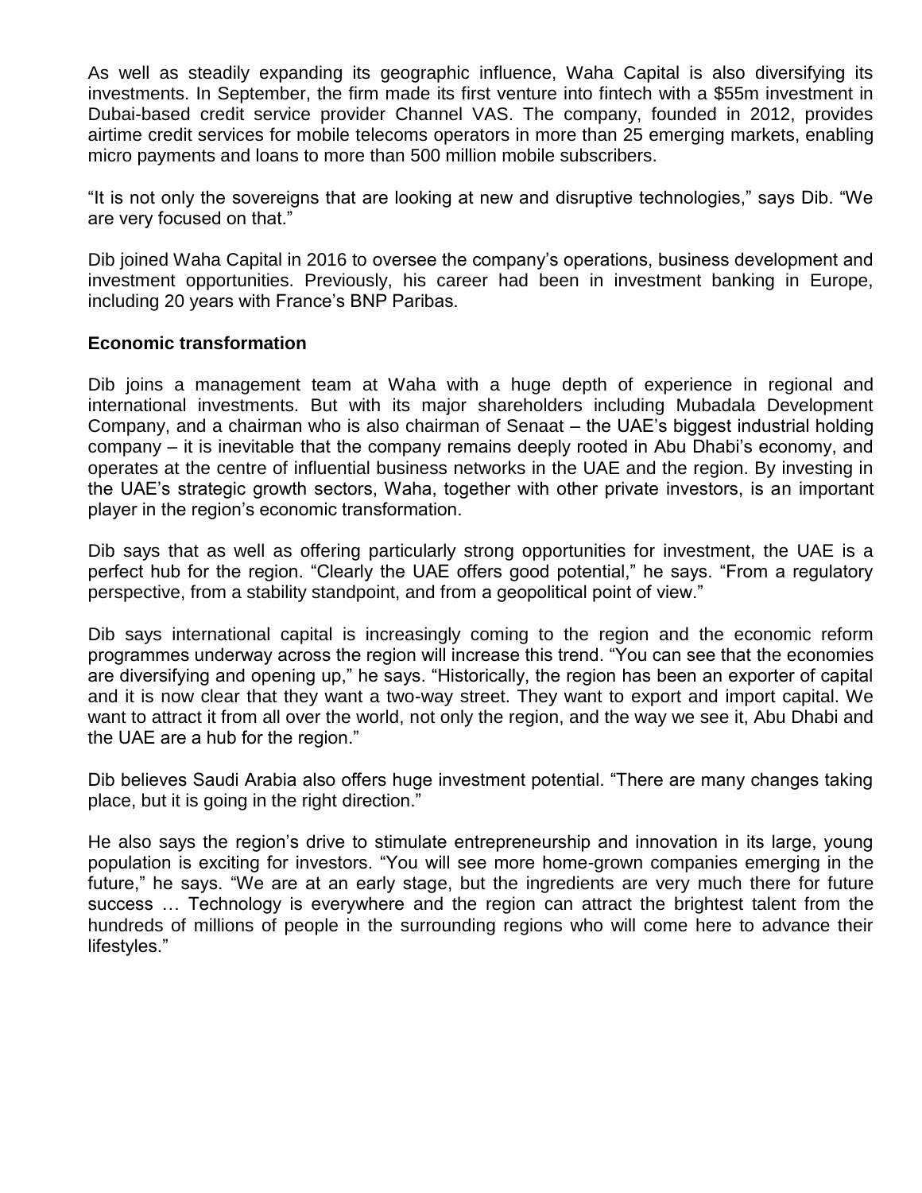As well as steadily expanding its geographic influence, Waha Capital is also diversifying its investments. In September, the firm made its first venture into fintech with a $55m investment in Dubai-based credit service provider Channel VAS. The company, founded in 2012, provides airtime credit services for mobile telecoms operators in more than 25 emerging markets, enabling micro payments and loans to more than 500 million mobile subscribers.

"It is not only the sovereigns that are looking at new and disruptive technologies," says Dib. "We are very focused on that."

Dib joined Waha Capital in 2016 to oversee the company's operations, business development and investment opportunities. Previously, his career had been in investment banking in Europe, including 20 years with France's BNP Paribas.

**Economic transformation**

Dib joins a management team at Waha with a huge depth of experience in regional and international investments. But with its major shareholders including Mubadala Development Company, and a chairman who is also chairman of Senaat – the UAE's biggest industrial holding company – it is inevitable that the company remains deeply rooted in Abu Dhabi's economy, and operates at the centre of influential business networks in the UAE and the region. By investing in the UAE's strategic growth sectors, Waha, together with other private investors, is an important player in the region's economic transformation.

Dib says that as well as offering particularly strong opportunities for investment, the UAE is a perfect hub for the region. "Clearly the UAE offers good potential," he says. "From a regulatory perspective, from a stability standpoint, and from a geopolitical point of view."

Dib says international capital is increasingly coming to the region and the economic reform programmes underway across the region will increase this trend. "You can see that the economies are diversifying and opening up," he says. "Historically, the region has been an exporter of capital and it is now clear that they want a two-way street. They want to export and import capital. We want to attract it from all over the world, not only the region, and the way we see it, Abu Dhabi and the UAE are a hub for the region."

Dib believes Saudi Arabia also offers huge investment potential. "There are many changes taking place, but it is going in the right direction."

He also says the region's drive to stimulate entrepreneurship and innovation in its large, young population is exciting for investors. "You will see more home-grown companies emerging in the future," he says. "We are at an early stage, but the ingredients are very much there for future success … Technology is everywhere and the region can attract the brightest talent from the hundreds of millions of people in the surrounding regions who will come here to advance their lifestyles."